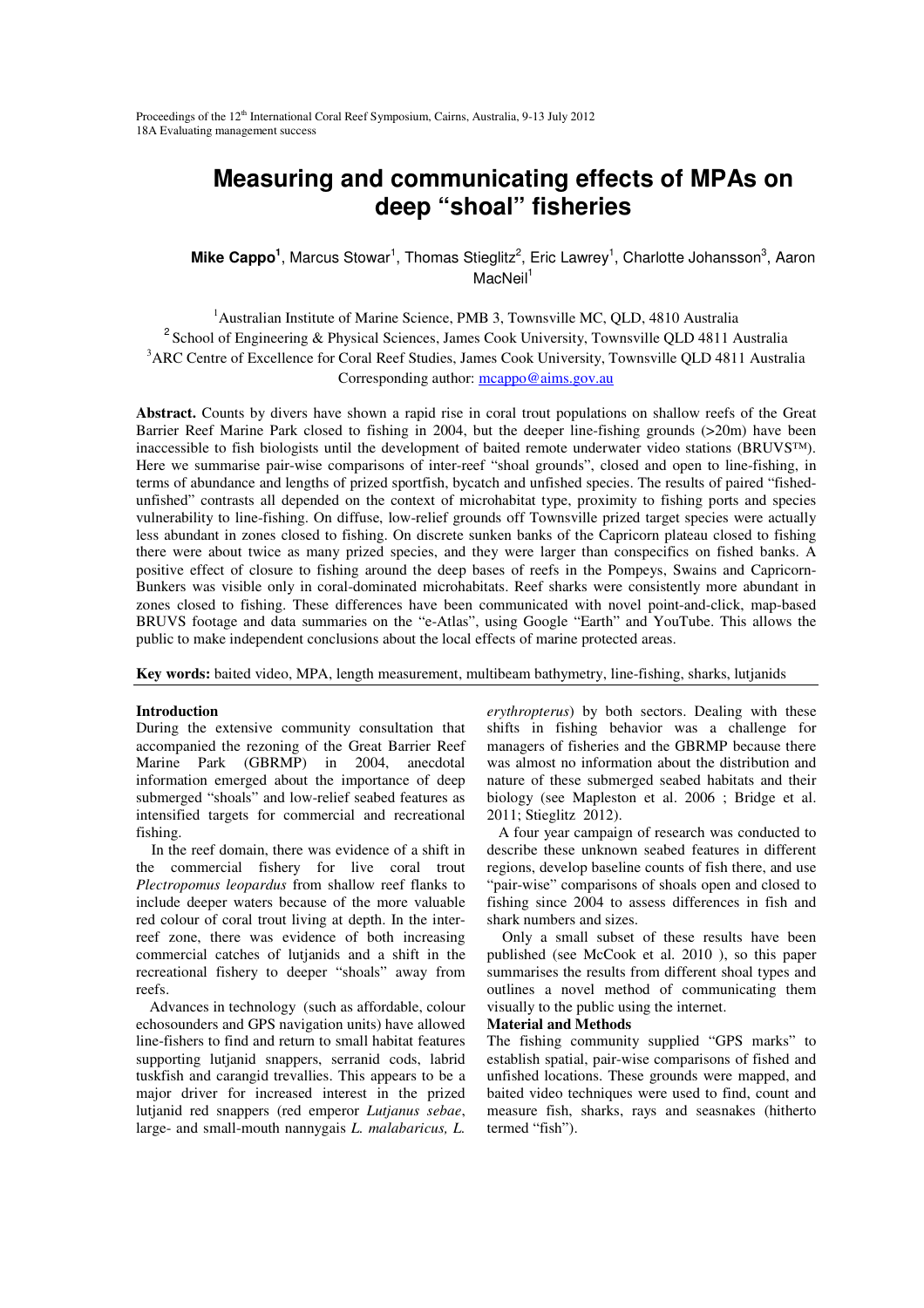# Measuring and communicating effects of MPAs on deep "shoal" fisheries

**Mike Cappo**[1], Marcus Stowar[1], Thomas Stieglitz[2], Eric Lawrey[1], Charlotte Johansson[3], Aaron MacNeil[1]

[1]Australian Institute of Marine Science, PMB 3, Townsville MC, QLD, 4810 Australia
[2] School of Engineering & Physical Sciences, James Cook University, Townsville QLD 4811 Australia
[3]ARC Centre of Excellence for Coral Reef Studies, James Cook University, Townsville QLD 4811 Australia
Corresponding author: mcappo@aims.gov.au

**Abstract.** Counts by divers have shown a rapid rise in coral trout populations on shallow reefs of the Great Barrier Reef Marine Park closed to fishing in 2004, but the deeper line-fishing grounds (>20m) have been inaccessible to fish biologists until the development of baited remote underwater video stations (BRUVS™). Here we summarise pair-wise comparisons of inter-reef "shoal grounds", closed and open to line-fishing, in terms of abundance and lengths of prized sportfish, bycatch and unfished species. The results of paired "fished-unfished" contrasts all depended on the context of microhabitat type, proximity to fishing ports and species vulnerability to line-fishing. On diffuse, low-relief grounds off Townsville prized target species were actually less abundant in zones closed to fishing. On discrete sunken banks of the Capricorn plateau closed to fishing there were about twice as many prized species, and they were larger than conspecifics on fished banks. A positive effect of closure to fishing around the deep bases of reefs in the Pompeys, Swains and Capricorn-Bunkers was visible only in coral-dominated microhabitats. Reef sharks were consistently more abundant in zones closed to fishing. These differences have been communicated with novel point-and-click, map-based BRUVS footage and data summaries on the "e-Atlas", using Google "Earth" and YouTube. This allows the public to make independent conclusions about the local effects of marine protected areas.

**Key words:** baited video, MPA, length measurement, multibeam bathymetry, line-fishing, sharks, lutjanids

## Introduction

During the extensive community consultation that accompanied the rezoning of the Great Barrier Reef Marine Park (GBRMP) in 2004, anecdotal information emerged about the importance of deep submerged "shoals" and low-relief seabed features as intensified targets for commercial and recreational fishing.

In the reef domain, there was evidence of a shift in the commercial fishery for live coral trout *Plectropomus leopardus* from shallow reef flanks to include deeper waters because of the more valuable red colour of coral trout living at depth. In the inter-reef zone, there was evidence of both increasing commercial catches of lutjanids and a shift in the recreational fishery to deeper "shoals" away from reefs.

Advances in technology (such as affordable, colour echosounders and GPS navigation units) have allowed line-fishers to find and return to small habitat features supporting lutjanid snappers, serranid cods, labrid tuskfish and carangid trevallies. This appears to be a major driver for increased interest in the prized lutjanid red snappers (red emperor *Lutjanus sebae*, large- and small-mouth nannygais *L. malabaricus, L. erythropterus*) by both sectors. Dealing with these shifts in fishing behavior was a challenge for managers of fisheries and the GBRMP because there was almost no information about the distribution and nature of these submerged seabed habitats and their biology (see Mapleston et al. 2006 ; Bridge et al. 2011; Stieglitz 2012).

A four year campaign of research was conducted to describe these unknown seabed features in different regions, develop baseline counts of fish there, and use "pair-wise" comparisons of shoals open and closed to fishing since 2004 to assess differences in fish and shark numbers and sizes.

Only a small subset of these results have been published (see McCook et al. 2010 ), so this paper summarises the results from different shoal types and outlines a novel method of communicating them visually to the public using the internet.

## Material and Methods

The fishing community supplied "GPS marks" to establish spatial, pair-wise comparisons of fished and unfished locations. These grounds were mapped, and baited video techniques were used to find, count and measure fish, sharks, rays and seasnakes (hitherto termed "fish").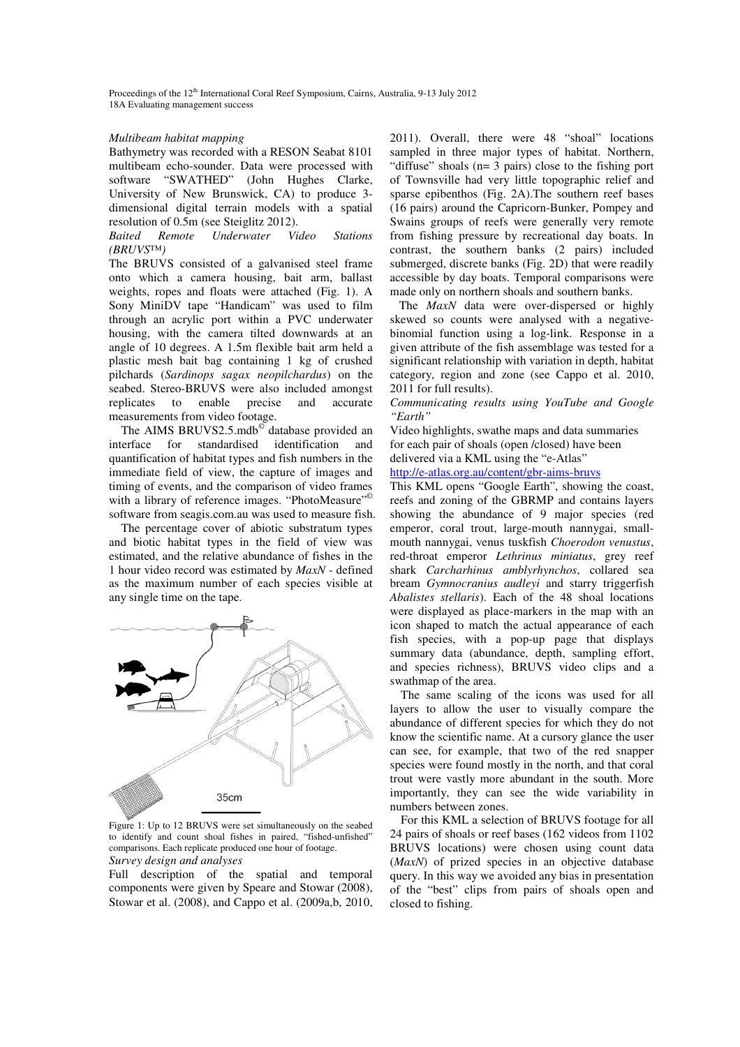*Multibeam habitat mapping*

Bathymetry was recorded with a RESON Seabat 8101 multibeam echo-sounder. Data were processed with software "SWATHED" (John Hughes Clarke, University of New Brunswick, CA) to produce 3-dimensional digital terrain models with a spatial resolution of 0.5m (see Steiglitz 2012).

*Baited Remote Underwater Video Stations (BRUVS™)*

The BRUVS consisted of a galvanised steel frame onto which a camera housing, bait arm, ballast weights, ropes and floats were attached (Fig. 1). A Sony MiniDV tape "Handicam" was used to film through an acrylic port within a PVC underwater housing, with the camera tilted downwards at an angle of 10 degrees. A 1.5m flexible bait arm held a plastic mesh bait bag containing 1 kg of crushed pilchards (*Sardinops sagax neopilchardus*) on the seabed. Stereo-BRUVS were also included amongst replicates to enable precise and accurate measurements from video footage.

The AIMS BRUVS2.5.mdb© database provided an interface for standardised identification and quantification of habitat types and fish numbers in the immediate field of view, the capture of images and timing of events, and the comparison of video frames with a library of reference images. "PhotoMeasure"© software from seagis.com.au was used to measure fish.

The percentage cover of abiotic substratum types and biotic habitat types in the field of view was estimated, and the relative abundance of fishes in the 1 hour video record was estimated by *MaxN* - defined as the maximum number of each species visible at any single time on the tape.

Figure 1: Up to 12 BRUVS were set simultaneously on the seabed to identify and count shoal fishes in paired, "fished-unfished" comparisons. Each replicate produced one hour of footage.

*Survey design and analyses*

Full description of the spatial and temporal components were given by Speare and Stowar (2008), Stowar et al. (2008), and Cappo et al. (2009a,b, 2010, 2011). Overall, there were 48 "shoal" locations sampled in three major types of habitat. Northern, "diffuse" shoals (n= 3 pairs) close to the fishing port of Townsville had very little topographic relief and sparse epibenthos (Fig. 2A).The southern reef bases (16 pairs) around the Capricorn-Bunker, Pompey and Swains groups of reefs were generally very remote from fishing pressure by recreational day boats. In contrast, the southern banks (2 pairs) included submerged, discrete banks (Fig. 2D) that were readily accessible by day boats. Temporal comparisons were made only on northern shoals and southern banks.

The *MaxN* data were over-dispersed or highly skewed so counts were analysed with a negative-binomial function using a log-link. Response in a given attribute of the fish assemblage was tested for a significant relationship with variation in depth, habitat category, region and zone (see Cappo et al. 2010, 2011 for full results).

*Communicating results using YouTube and Google "Earth"*

Video highlights, swathe maps and data summaries for each pair of shoals (open /closed) have been delivered via a KML using the "e-Atlas" http://e-atlas.org.au/content/gbr-aims-bruvs

This KML opens "Google Earth", showing the coast, reefs and zoning of the GBRMP and contains layers showing the abundance of 9 major species (red emperor, coral trout, large-mouth nannygai, small-mouth nannygai, venus tuskfish *Choerodon venustus*, red-throat emperor *Lethrinus miniatus*, grey reef shark *Carcharhinus amblyrhynchos*, collared sea bream *Gymnocranius audleyi* and starry triggerfish *Abalistes stellaris*). Each of the 48 shoal locations were displayed as place-markers in the map with an icon shaped to match the actual appearance of each fish species, with a pop-up page that displays summary data (abundance, depth, sampling effort, and species richness), BRUVS video clips and a swathmap of the area.

The same scaling of the icons was used for all layers to allow the user to visually compare the abundance of different species for which they do not know the scientific name. At a cursory glance the user can see, for example, that two of the red snapper species were found mostly in the north, and that coral trout were vastly more abundant in the south. More importantly, they can see the wide variability in numbers between zones.

For this KML a selection of BRUVS footage for all 24 pairs of shoals or reef bases (162 videos from 1102 BRUVS locations) were chosen using count data (*MaxN*) of prized species in an objective database query. In this way we avoided any bias in presentation of the "best" clips from pairs of shoals open and closed to fishing.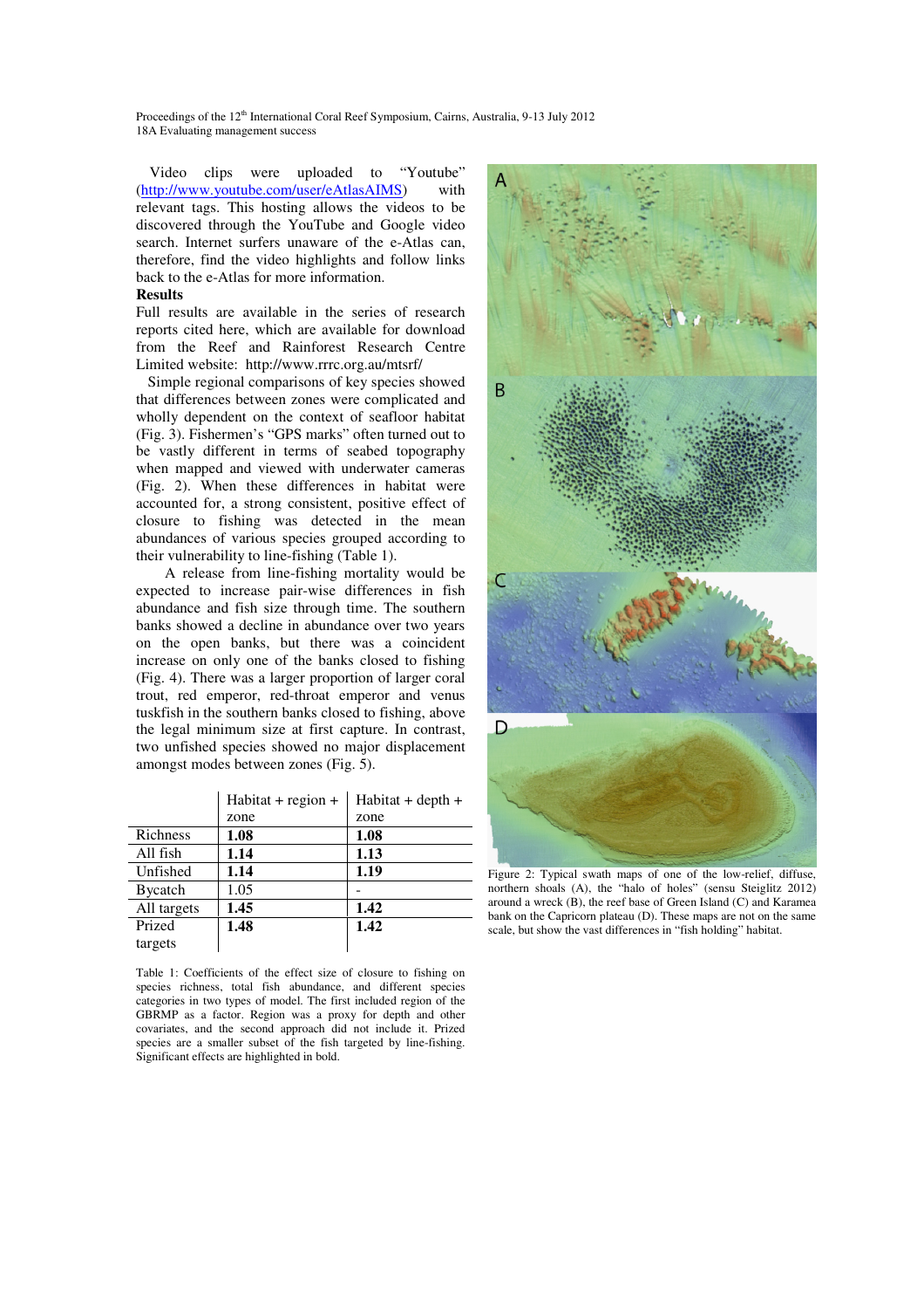Video clips were uploaded to "Youtube" (http://www.youtube.com/user/eAtlasAIMS) with relevant tags. This hosting allows the videos to be discovered through the YouTube and Google video search. Internet surfers unaware of the e-Atlas can, therefore, find the video highlights and follow links back to the e-Atlas for more information.

**Results**

Full results are available in the series of research reports cited here, which are available for download from the Reef and Rainforest Research Centre Limited website: http://www.rrrc.org.au/mtsrf/

Simple regional comparisons of key species showed that differences between zones were complicated and wholly dependent on the context of seafloor habitat (Fig. 3). Fishermen's "GPS marks" often turned out to be vastly different in terms of seabed topography when mapped and viewed with underwater cameras (Fig. 2). When these differences in habitat were accounted for, a strong consistent, positive effect of closure to fishing was detected in the mean abundances of various species grouped according to their vulnerability to line-fishing (Table 1).

A release from line-fishing mortality would be expected to increase pair-wise differences in fish abundance and fish size through time. The southern banks showed a decline in abundance over two years on the open banks, but there was a coincident increase on only one of the banks closed to fishing (Fig. 4). There was a larger proportion of larger coral trout, red emperor, red-throat emperor and venus tuskfish in the southern banks closed to fishing, above the legal minimum size at first capture. In contrast, two unfished species showed no major displacement amongst modes between zones (Fig. 5).

| | Habitat + region + zone | Habitat + depth + zone |
|---|---|---|
| Richness | **1.08** | **1.08** |
| All fish | **1.14** | **1.13** |
| Unfished | **1.14** | **1.19** |
| Bycatch | 1.05 | - |
| All targets | **1.45** | **1.42** |
| Prized targets | **1.48** | **1.42** |

Table 1: Coefficients of the effect size of closure to fishing on species richness, total fish abundance, and different species categories in two types of model. The first included region of the GBRMP as a factor. Region was a proxy for depth and other covariates, and the second approach did not include it. Prized species are a smaller subset of the fish targeted by line-fishing. Significant effects are highlighted in bold.

Figure 2: Typical swath maps of one of the low-relief, diffuse, northern shoals (A), the "halo of holes" (sensu Steiglitz 2012) around a wreck (B), the reef base of Green Island (C) and Karamea bank on the Capricorn plateau (D). These maps are not on the same scale, but show the vast differences in "fish holding" habitat.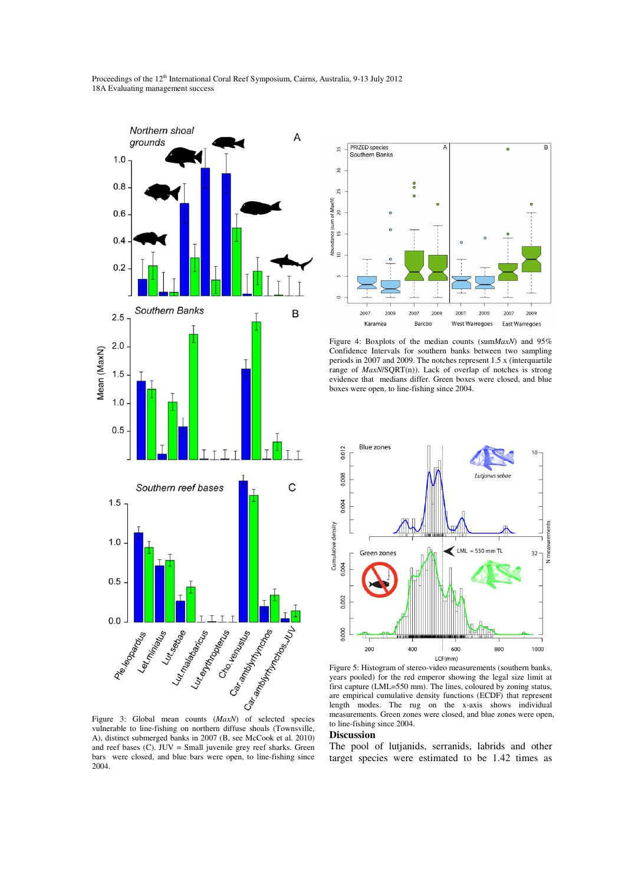Figure 3: Global mean counts (*MaxN*) of selected species vulnerable to line-fishing on northern diffuse shoals (Townsville, A), distinct submerged banks in 2007 (B, see McCook et al. 2010) and reef bases (C). JUV = Small juvenile grey reef sharks. Green bars were closed, and blue bars were open, to line-fishing since 2004.

Figure 4: Boxplots of the median counts (sum*MaxN*) and 95% Confidence Intervals for southern banks between two sampling periods in 2007 and 2009. The notches represent 1.5 x (interquartile range of *MaxN*/SQRT(n)). Lack of overlap of notches is strong evidence that medians differ. Green boxes were closed, and blue boxes were open, to line-fishing since 2004.

Figure 5: Histogram of stereo-video measurements (southern banks, years pooled) for the red emperor showing the legal size limit at first capture (LML=550 mm). The lines, coloured by zoning status, are empirical cumulative density functions (ECDF) that represent length modes. The rug on the x-axis shows individual measurements. Green zones were closed, and blue zones were open, to line-fishing since 2004.

## Discussion

The pool of lutjanids, serranids, labrids and other target species were estimated to be 1.42 times as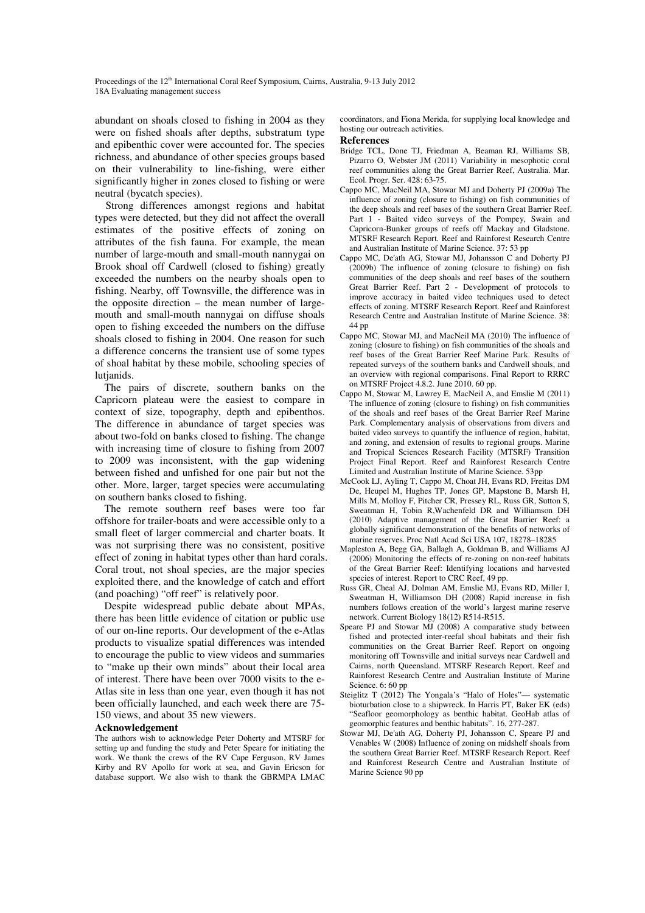abundant on shoals closed to fishing in 2004 as they were on fished shoals after depths, substratum type and epibenthic cover were accounted for. The species richness, and abundance of other species groups based on their vulnerability to line-fishing, were either significantly higher in zones closed to fishing or were neutral (bycatch species).

Strong differences amongst regions and habitat types were detected, but they did not affect the overall estimates of the positive effects of zoning on attributes of the fish fauna. For example, the mean number of large-mouth and small-mouth nannygai on Brook shoal off Cardwell (closed to fishing) greatly exceeded the numbers on the nearby shoals open to fishing. Nearby, off Townsville, the difference was in the opposite direction – the mean number of large-mouth and small-mouth nannygai on diffuse shoals open to fishing exceeded the numbers on the diffuse shoals closed to fishing in 2004. One reason for such a difference concerns the transient use of some types of shoal habitat by these mobile, schooling species of lutjanids.

The pairs of discrete, southern banks on the Capricorn plateau were the easiest to compare in context of size, topography, depth and epibenthos. The difference in abundance of target species was about two-fold on banks closed to fishing. The change with increasing time of closure to fishing from 2007 to 2009 was inconsistent, with the gap widening between fished and unfished for one pair but not the other. More, larger, target species were accumulating on southern banks closed to fishing.

The remote southern reef bases were too far offshore for trailer-boats and were accessible only to a small fleet of larger commercial and charter boats. It was not surprising there was no consistent, positive effect of zoning in habitat types other than hard corals. Coral trout, not shoal species, are the major species exploited there, and the knowledge of catch and effort (and poaching) "off reef" is relatively poor.

Despite widespread public debate about MPAs, there has been little evidence of citation or public use of our on-line reports. Our development of the e-Atlas products to visualize spatial differences was intended to encourage the public to view videos and summaries to "make up their own minds" about their local area of interest. There have been over 7000 visits to the e-Atlas site in less than one year, even though it has not been officially launched, and each week there are 75-150 views, and about 35 new viewers.

**Acknowledgement**

The authors wish to acknowledge Peter Doherty and MTSRF for setting up and funding the study and Peter Speare for initiating the work. We thank the crews of the RV Cape Ferguson, RV James Kirby and RV Apollo for work at sea, and Gavin Ericson for database support. We also wish to thank the GBRMPA LMAC coordinators, and Fiona Merida, for supplying local knowledge and hosting our outreach activities.

**References**

Bridge TCL, Done TJ, Friedman A, Beaman RJ, Williams SB, Pizarro O, Webster JM (2011) Variability in mesophotic coral reef communities along the Great Barrier Reef, Australia. Mar. Ecol. Progr. Ser. 428: 63-75.

Cappo MC, MacNeil MA, Stowar MJ and Doherty PJ (2009a) The influence of zoning (closure to fishing) on fish communities of the deep shoals and reef bases of the southern Great Barrier Reef. Part 1 - Baited video surveys of the Pompey, Swain and Capricorn-Bunker groups of reefs off Mackay and Gladstone. MTSRF Research Report. Reef and Rainforest Research Centre and Australian Institute of Marine Science. 37: 53 pp

Cappo MC, De'ath AG, Stowar MJ, Johansson C and Doherty PJ (2009b) The influence of zoning (closure to fishing) on fish communities of the deep shoals and reef bases of the southern Great Barrier Reef. Part 2 - Development of protocols to improve accuracy in baited video techniques used to detect effects of zoning. MTSRF Research Report. Reef and Rainforest Research Centre and Australian Institute of Marine Science. 38: 44 pp

Cappo MC, Stowar MJ, and MacNeil MA (2010) The influence of zoning (closure to fishing) on fish communities of the shoals and reef bases of the Great Barrier Reef Marine Park. Results of repeated surveys of the southern banks and Cardwell shoals, and an overview with regional comparisons. Final Report to RRRC on MTSRF Project 4.8.2. June 2010. 60 pp.

Cappo M, Stowar M, Lawrey E, MacNeil A, and Emslie M (2011) The influence of zoning (closure to fishing) on fish communities of the shoals and reef bases of the Great Barrier Reef Marine Park. Complementary analysis of observations from divers and baited video surveys to quantify the influence of region, habitat, and zoning, and extension of results to regional groups. Marine and Tropical Sciences Research Facility (MTSRF) Transition Project Final Report. Reef and Rainforest Research Centre Limited and Australian Institute of Marine Science. 53pp

McCook LJ, Ayling T, Cappo M, Choat JH, Evans RD, Freitas DM De, Heupel M, Hughes TP, Jones GP, Mapstone B, Marsh H, Mills M, Molloy F, Pitcher CR, Pressey RL, Russ GR, Sutton S, Sweatman H, Tobin R,Wachenfeld DR and Williamson DH (2010) Adaptive management of the Great Barrier Reef: a globally significant demonstration of the benefits of networks of marine reserves. Proc Natl Acad Sci USA 107, 18278–18285

Mapleston A, Begg GA, Ballagh A, Goldman B, and Williams AJ (2006) Monitoring the effects of re-zoning on non-reef habitats of the Great Barrier Reef: Identifying locations and harvested species of interest. Report to CRC Reef, 49 pp.

Russ GR, Cheal AJ, Dolman AM, Emslie MJ, Evans RD, Miller I, Sweatman H, Williamson DH (2008) Rapid increase in fish numbers follows creation of the world's largest marine reserve network. Current Biology 18(12) R514-R515.

Speare PJ and Stowar MJ (2008) A comparative study between fished and protected inter-reefal shoal habitats and their fish communities on the Great Barrier Reef. Report on ongoing monitoring off Townsville and initial surveys near Cardwell and Cairns, north Queensland. MTSRF Research Report. Reef and Rainforest Research Centre and Australian Institute of Marine Science. 6: 60 pp

Steiglitz T (2012) The Yongala's "Halo of Holes"— systematic bioturbation close to a shipwreck. In Harris PT, Baker EK (eds) "Seafloor geomorphology as benthic habitat. GeoHab atlas of geomorphic features and benthic habitats". 16, 277-287.

Stowar MJ, De'ath AG, Doherty PJ, Johansson C, Speare PJ and Venables W (2008) Influence of zoning on midshelf shoals from the southern Great Barrier Reef. MTSRF Research Report. Reef and Rainforest Research Centre and Australian Institute of Marine Science 90 pp